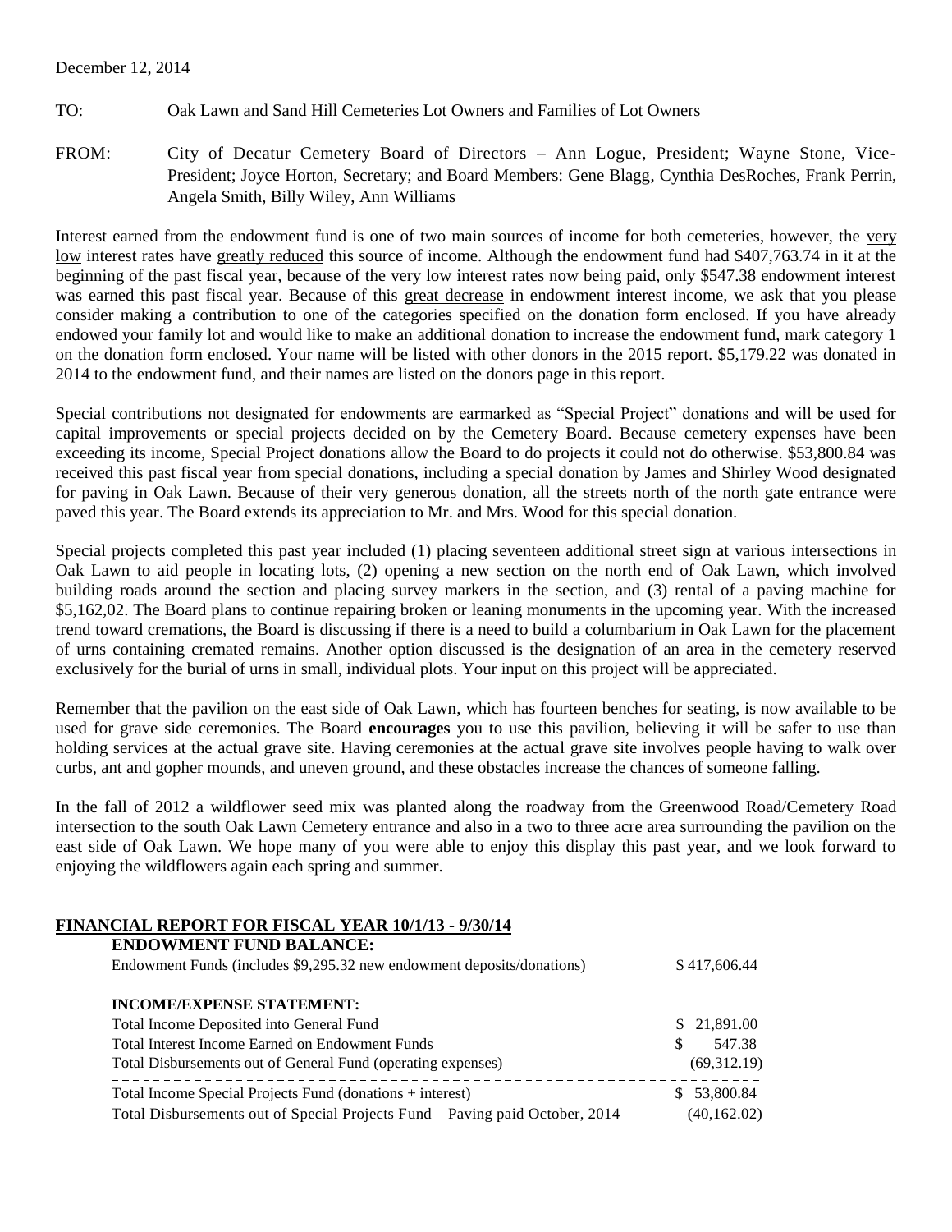December 12, 2014

TO: Oak Lawn and Sand Hill Cemeteries Lot Owners and Families of Lot Owners

FROM: City of Decatur Cemetery Board of Directors – Ann Logue, President; Wayne Stone, Vice-President; Joyce Horton, Secretary; and Board Members: Gene Blagg, Cynthia DesRoches, Frank Perrin, Angela Smith, Billy Wiley, Ann Williams

Interest earned from the endowment fund is one of two main sources of income for both cemeteries, however, the very low interest rates have greatly reduced this source of income. Although the endowment fund had $407,763.74 in it at the beginning of the past fiscal year, because of the very low interest rates now being paid, only $547.38 endowment interest was earned this past fiscal year. Because of this great decrease in endowment interest income, we ask that you please consider making a contribution to one of the categories specified on the donation form enclosed. If you have already endowed your family lot and would like to make an additional donation to increase the endowment fund, mark category 1 on the donation form enclosed. Your name will be listed with other donors in the 2015 report. $5,179.22 was donated in 2014 to the endowment fund, and their names are listed on the donors page in this report.

Special contributions not designated for endowments are earmarked as "Special Project" donations and will be used for capital improvements or special projects decided on by the Cemetery Board. Because cemetery expenses have been exceeding its income, Special Project donations allow the Board to do projects it could not do otherwise. $53,800.84 was received this past fiscal year from special donations, including a special donation by James and Shirley Wood designated for paving in Oak Lawn. Because of their very generous donation, all the streets north of the north gate entrance were paved this year. The Board extends its appreciation to Mr. and Mrs. Wood for this special donation.

Special projects completed this past year included (1) placing seventeen additional street sign at various intersections in Oak Lawn to aid people in locating lots, (2) opening a new section on the north end of Oak Lawn, which involved building roads around the section and placing survey markers in the section, and (3) rental of a paving machine for $5,162,02. The Board plans to continue repairing broken or leaning monuments in the upcoming year. With the increased trend toward cremations, the Board is discussing if there is a need to build a columbarium in Oak Lawn for the placement of urns containing cremated remains. Another option discussed is the designation of an area in the cemetery reserved exclusively for the burial of urns in small, individual plots. Your input on this project will be appreciated.

Remember that the pavilion on the east side of Oak Lawn, which has fourteen benches for seating, is now available to be used for grave side ceremonies. The Board **encourages** you to use this pavilion, believing it will be safer to use than holding services at the actual grave site. Having ceremonies at the actual grave site involves people having to walk over curbs, ant and gopher mounds, and uneven ground, and these obstacles increase the chances of someone falling.

In the fall of 2012 a wildflower seed mix was planted along the roadway from the Greenwood Road/Cemetery Road intersection to the south Oak Lawn Cemetery entrance and also in a two to three acre area surrounding the pavilion on the east side of Oak Lawn. We hope many of you were able to enjoy this display this past year, and we look forward to enjoying the wildflowers again each spring and summer.

## FINANCIAL REPORT FOR FISCAL YEAR 10/1/13 - 9/30/14

**ENDOWMENT FUND BALANCE:**

| | |
|---|---|
| Endowment Funds (includes $9,295.32 new endowment deposits/donations) | $ 417,606.44 |

**INCOME/EXPENSE STATEMENT:**

| | |
|---|---|
| Total Income Deposited into General Fund | $ 21,891.00 |
| Total Interest Income Earned on Endowment Funds | $ 547.38 |
| Total Disbursements out of General Fund (operating expenses) | (69,312.19) |
| Total Income Special Projects Fund (donations + interest) | $ 53,800.84 |
| Total Disbursements out of Special Projects Fund – Paving paid October, 2014 | (40,162.02) |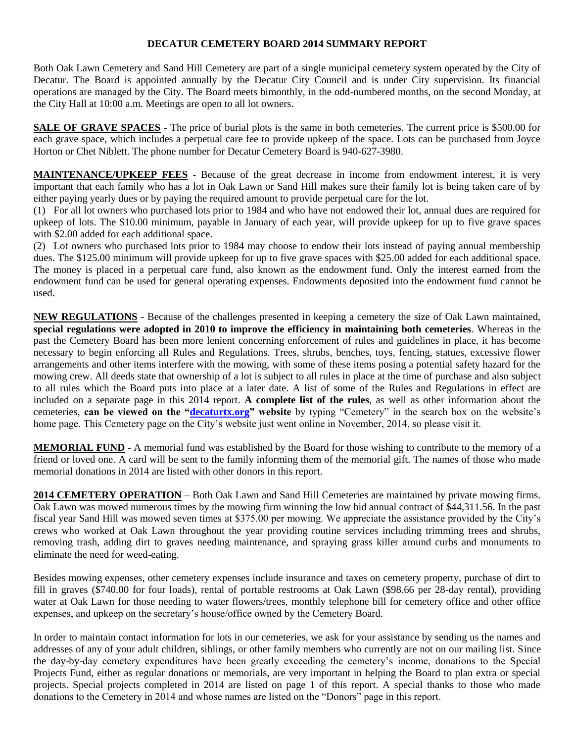# DECATUR CEMETERY BOARD 2014 SUMMARY REPORT

Both Oak Lawn Cemetery and Sand Hill Cemetery are part of a single municipal cemetery system operated by the City of Decatur. The Board is appointed annually by the Decatur City Council and is under City supervision. Its financial operations are managed by the City. The Board meets bimonthly, in the odd-numbered months, on the second Monday, at the City Hall at 10:00 a.m. Meetings are open to all lot owners.

**SALE OF GRAVE SPACES** - The price of burial plots is the same in both cemeteries. The current price is $500.00 for each grave space, which includes a perpetual care fee to provide upkeep of the space. Lots can be purchased from Joyce Horton or Chet Niblett. The phone number for Decatur Cemetery Board is 940-627-3980.

**MAINTENANCE/UPKEEP FEES** - Because of the great decrease in income from endowment interest, it is very important that each family who has a lot in Oak Lawn or Sand Hill makes sure their family lot is being taken care of by either paying yearly dues or by paying the required amount to provide perpetual care for the lot.

(1) For all lot owners who purchased lots prior to 1984 and who have not endowed their lot, annual dues are required for upkeep of lots. The $10.00 minimum, payable in January of each year, will provide upkeep for up to five grave spaces with $2.00 added for each additional space.

(2) Lot owners who purchased lots prior to 1984 may choose to endow their lots instead of paying annual membership dues. The $125.00 minimum will provide upkeep for up to five grave spaces with $25.00 added for each additional space. The money is placed in a perpetual care fund, also known as the endowment fund. Only the interest earned from the endowment fund can be used for general operating expenses. Endowments deposited into the endowment fund cannot be used.

**NEW REGULATIONS** - Because of the challenges presented in keeping a cemetery the size of Oak Lawn maintained, **special regulations were adopted in 2010 to improve the efficiency in maintaining both cemeteries**. Whereas in the past the Cemetery Board has been more lenient concerning enforcement of rules and guidelines in place, it has become necessary to begin enforcing all Rules and Regulations. Trees, shrubs, benches, toys, fencing, statues, excessive flower arrangements and other items interfere with the mowing, with some of these items posing a potential safety hazard for the mowing crew. All deeds state that ownership of a lot is subject to all rules in place at the time of purchase and also subject to all rules which the Board puts into place at a later date. A list of some of the Rules and Regulations in effect are included on a separate page in this 2014 report. **A complete list of the rules**, as well as other information about the cemeteries, **can be viewed on the "decaturtx.org" website** by typing "Cemetery" in the search box on the website's home page. This Cemetery page on the City's website just went online in November, 2014, so please visit it.

**MEMORIAL FUND** - A memorial fund was established by the Board for those wishing to contribute to the memory of a friend or loved one. A card will be sent to the family informing them of the memorial gift. The names of those who made memorial donations in 2014 are listed with other donors in this report.

**2014 CEMETERY OPERATION** – Both Oak Lawn and Sand Hill Cemeteries are maintained by private mowing firms. Oak Lawn was mowed numerous times by the mowing firm winning the low bid annual contract of $44,311.56. In the past fiscal year Sand Hill was mowed seven times at $375.00 per mowing. We appreciate the assistance provided by the City's crews who worked at Oak Lawn throughout the year providing routine services including trimming trees and shrubs, removing trash, adding dirt to graves needing maintenance, and spraying grass killer around curbs and monuments to eliminate the need for weed-eating.

Besides mowing expenses, other cemetery expenses include insurance and taxes on cemetery property, purchase of dirt to fill in graves ($740.00 for four loads), rental of portable restrooms at Oak Lawn ($98.66 per 28-day rental), providing water at Oak Lawn for those needing to water flowers/trees, monthly telephone bill for cemetery office and other office expenses, and upkeep on the secretary's house/office owned by the Cemetery Board.

In order to maintain contact information for lots in our cemeteries, we ask for your assistance by sending us the names and addresses of any of your adult children, siblings, or other family members who currently are not on our mailing list. Since the day-by-day cemetery expenditures have been greatly exceeding the cemetery's income, donations to the Special Projects Fund, either as regular donations or memorials, are very important in helping the Board to plan extra or special projects. Special projects completed in 2014 are listed on page 1 of this report. A special thanks to those who made donations to the Cemetery in 2014 and whose names are listed on the "Donors" page in this report.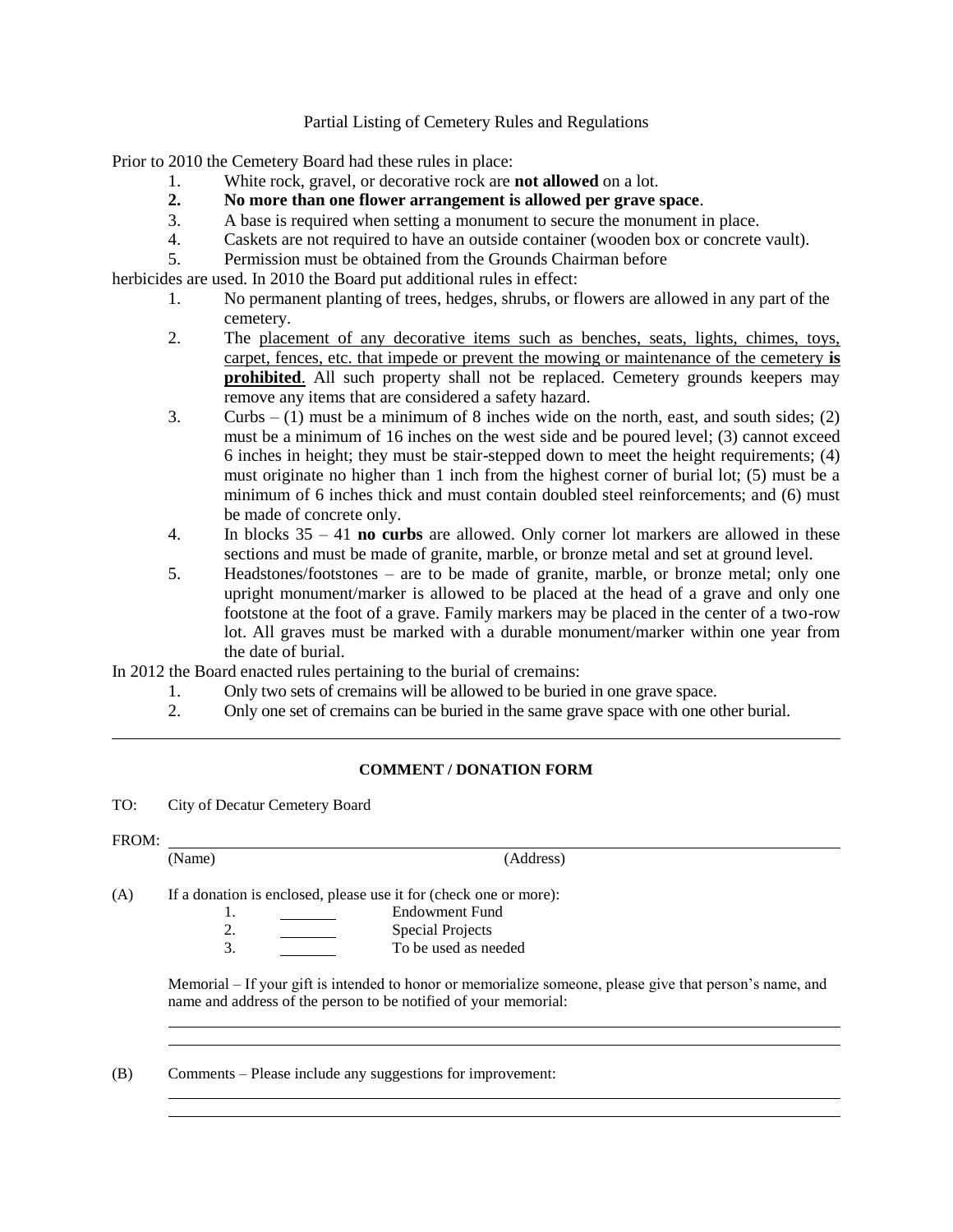Partial Listing of Cemetery Rules and Regulations

Prior to 2010 the Cemetery Board had these rules in place:

1. White rock, gravel, or decorative rock are **not allowed** on a lot.
2. **No more than one flower arrangement is allowed per grave space**.
3. A base is required when setting a monument to secure the monument in place.
4. Caskets are not required to have an outside container (wooden box or concrete vault).
5. Permission must be obtained from the Grounds Chairman before herbicides are used.

In 2010 the Board put additional rules in effect:

1. No permanent planting of trees, hedges, shrubs, or flowers are allowed in any part of the cemetery.
2. The <u>placement of any decorative items such as benches, seats, lights, chimes, toys, carpet, fences, etc. that impede or prevent the mowing or maintenance of the cemetery **is prohibited**</u>. All such property shall not be replaced. Cemetery grounds keepers may remove any items that are considered a safety hazard.
3. Curbs – (1) must be a minimum of 8 inches wide on the north, east, and south sides; (2) must be a minimum of 16 inches on the west side and be poured level; (3) cannot exceed 6 inches in height; they must be stair-stepped down to meet the height requirements; (4) must originate no higher than 1 inch from the highest corner of burial lot; (5) must be a minimum of 6 inches thick and must contain doubled steel reinforcements; and (6) must be made of concrete only.
4. In blocks 35 – 41 **no curbs** are allowed. Only corner lot markers are allowed in these sections and must be made of granite, marble, or bronze metal and set at ground level.
5. Headstones/footstones – are to be made of granite, marble, or bronze metal; only one upright monument/marker is allowed to be placed at the head of a grave and only one footstone at the foot of a grave. Family markers may be placed in the center of a two-row lot. All graves must be marked with a durable monument/marker within one year from the date of burial.

In 2012 the Board enacted rules pertaining to the burial of cremains:

1. Only two sets of cremains will be allowed to be buried in one grave space.
2. Only one set of cremains can be buried in the same grave space with one other burial.

---

**COMMENT / DONATION FORM**

TO: City of Decatur Cemetery Board

FROM: ______________________________________________________________

(Name) (Address)

(A) If a donation is enclosed, please use it for (check one or more):

1. _______ Endowment Fund
2. _______ Special Projects
3. _______ To be used as needed

Memorial – If your gift is intended to honor or memorialize someone, please give that person's name, and name and address of the person to be notified of your memorial:

______________________________________________________________

______________________________________________________________

(B) Comments – Please include any suggestions for improvement:

______________________________________________________________

______________________________________________________________